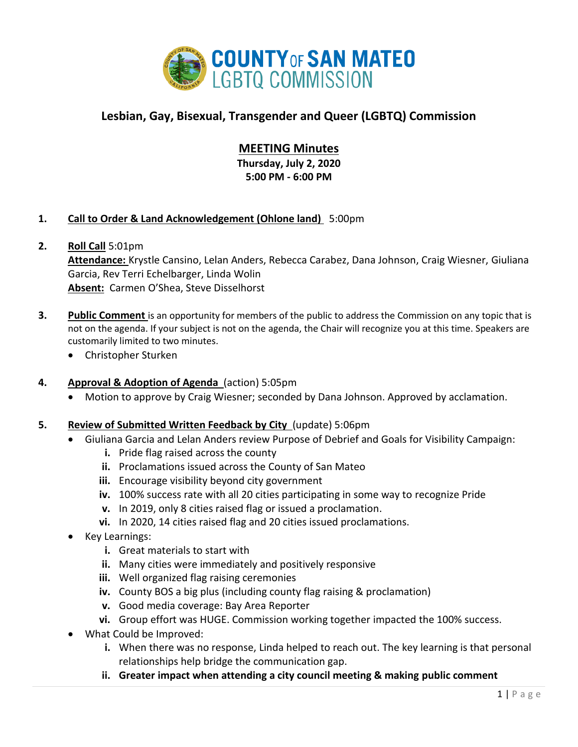# COUNTY OF SAN MATEO LGBTQ COMMISSION

## Lesbian, Gay, Bisexual, Transgender and Queer (LGBTQ) Commission

### MEETING Minutes

**Thursday, July 2, 2020**
**5:00 PM - 6:00 PM**

1. **Call to Order & Land Acknowledgement (Ohlone land)** 5:00pm

2. **Roll Call** 5:01pm
   **Attendance:** Krystle Cansino, Lelan Anders, Rebecca Carabez, Dana Johnson, Craig Wiesner, Giuliana Garcia, Rev Terri Echelbarger, Linda Wolin
   **Absent:** Carmen O'Shea, Steve Disselhorst

3. **Public Comment** is an opportunity for members of the public to address the Commission on any topic that is not on the agenda. If your subject is not on the agenda, the Chair will recognize you at this time. Speakers are customarily limited to two minutes.
   - Christopher Sturken

4. **Approval & Adoption of Agenda** (action) 5:05pm
   - Motion to approve by Craig Wiesner; seconded by Dana Johnson. Approved by acclamation.

5. **Review of Submitted Written Feedback by City** (update) 5:06pm
   - Giuliana Garcia and Lelan Anders review Purpose of Debrief and Goals for Visibility Campaign:
     - i. Pride flag raised across the county
     - ii. Proclamations issued across the County of San Mateo
     - iii. Encourage visibility beyond city government
     - iv. 100% success rate with all 20 cities participating in some way to recognize Pride
     - v. In 2019, only 8 cities raised flag or issued a proclamation.
     - vi. In 2020, 14 cities raised flag and 20 cities issued proclamations.
   - Key Learnings:
     - i. Great materials to start with
     - ii. Many cities were immediately and positively responsive
     - iii. Well organized flag raising ceremonies
     - iv. County BOS a big plus (including county flag raising & proclamation)
     - v. Good media coverage: Bay Area Reporter
     - vi. Group effort was HUGE. Commission working together impacted the 100% success.
   - What Could be Improved:
     - i. When there was no response, Linda helped to reach out. The key learning is that personal relationships help bridge the communication gap.
     - ii. **Greater impact when attending a city council meeting & making public comment**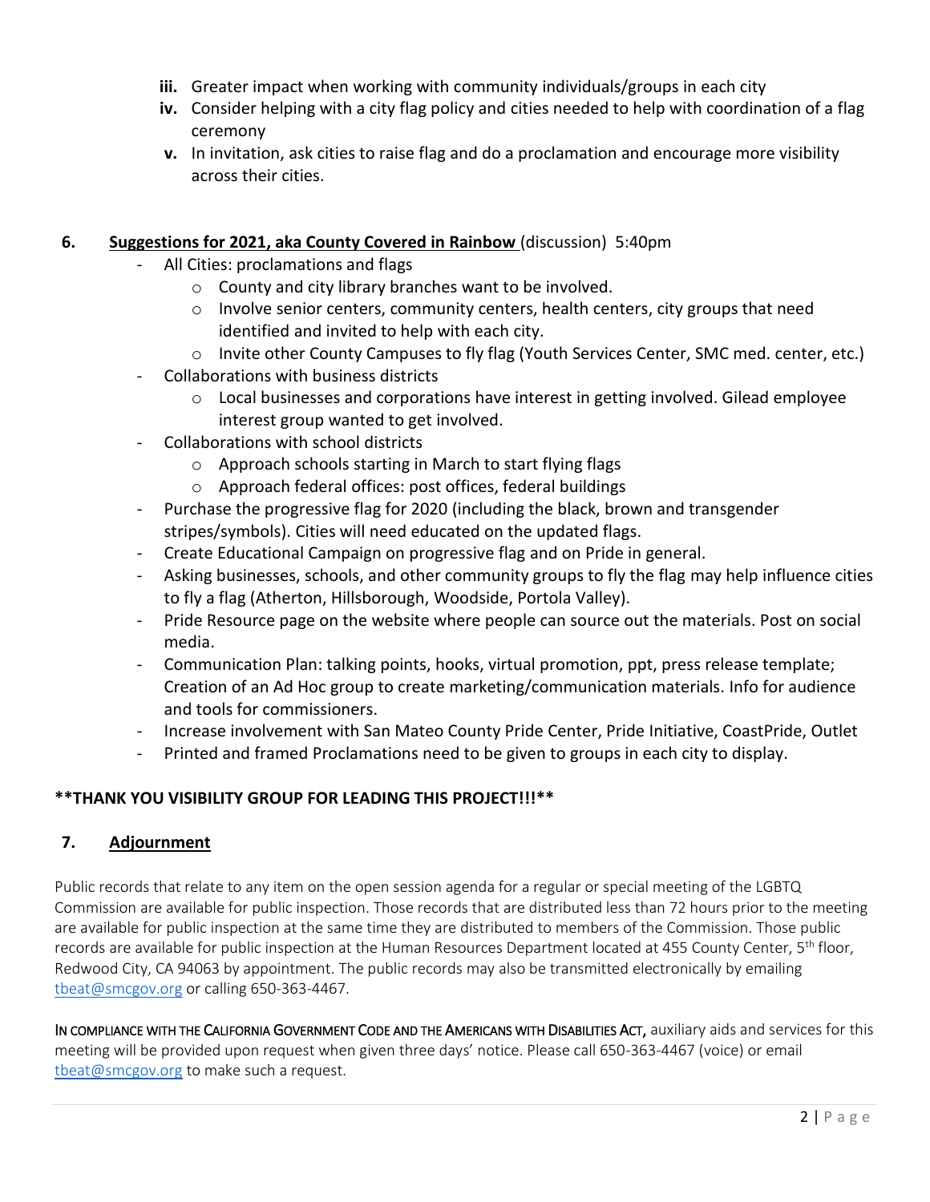iii. Greater impact when working with community individuals/groups in each city

iv. Consider helping with a city flag policy and cities needed to help with coordination of a flag ceremony

v. In invitation, ask cities to raise flag and do a proclamation and encourage more visibility across their cities.

**6. <u>Suggestions for 2021, aka County Covered in Rainbow</u>** (discussion) 5:40pm

- All Cities: proclamations and flags
  - County and city library branches want to be involved.
  - Involve senior centers, community centers, health centers, city groups that need identified and invited to help with each city.
  - Invite other County Campuses to fly flag (Youth Services Center, SMC med. center, etc.)
- Collaborations with business districts
  - Local businesses and corporations have interest in getting involved. Gilead employee interest group wanted to get involved.
- Collaborations with school districts
  - Approach schools starting in March to start flying flags
  - Approach federal offices: post offices, federal buildings
- Purchase the progressive flag for 2020 (including the black, brown and transgender stripes/symbols). Cities will need educated on the updated flags.
- Create Educational Campaign on progressive flag and on Pride in general.
- Asking businesses, schools, and other community groups to fly the flag may help influence cities to fly a flag (Atherton, Hillsborough, Woodside, Portola Valley).
- Pride Resource page on the website where people can source out the materials. Post on social media.
- Communication Plan: talking points, hooks, virtual promotion, ppt, press release template; Creation of an Ad Hoc group to create marketing/communication materials. Info for audience and tools for commissioners.
- Increase involvement with San Mateo County Pride Center, Pride Initiative, CoastPride, Outlet
- Printed and framed Proclamations need to be given to groups in each city to display.

**\*\*THANK YOU VISIBILITY GROUP FOR LEADING THIS PROJECT!!!\*\***

**7. <u>Adjournment</u>**

Public records that relate to any item on the open session agenda for a regular or special meeting of the LGBTQ Commission are available for public inspection. Those records that are distributed less than 72 hours prior to the meeting are available for public inspection at the same time they are distributed to members of the Commission. Those public records are available for public inspection at the Human Resources Department located at 455 County Center, 5th floor, Redwood City, CA 94063 by appointment. The public records may also be transmitted electronically by emailing tbeat@smcgov.org or calling 650-363-4467.

IN COMPLIANCE WITH THE CALIFORNIA GOVERNMENT CODE AND THE AMERICANS WITH DISABILITIES ACT, auxiliary aids and services for this meeting will be provided upon request when given three days' notice. Please call 650-363-4467 (voice) or email tbeat@smcgov.org to make such a request.